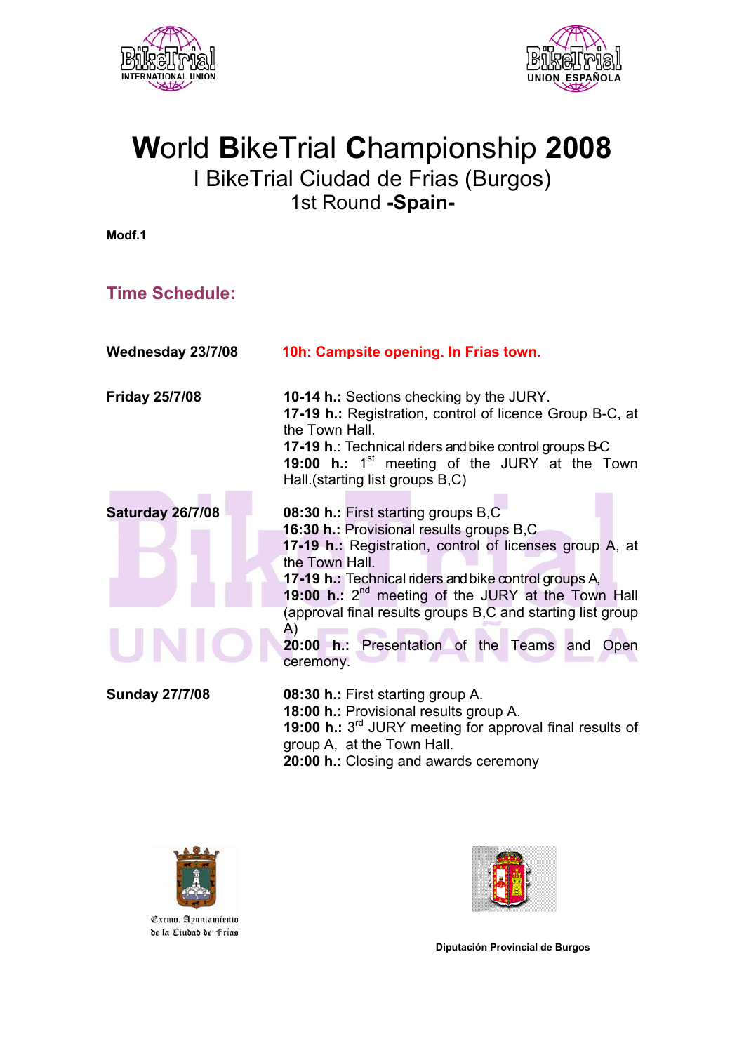# World BikeTrial Championship 2008

## I BikeTrial Ciudad de Frias (Burgos)

### 1st Round -Spain-

**Modf.1**

## Time Schedule:

**Wednesday 23/7/08**

**10h: Campsite opening. In Frias town.**

**Friday 25/7/08**

**10-14 h.:** Sections checking by the JURY.
**17-19 h.:** Registration, control of licence Group B-C, at the Town Hall.
**17-19 h**.: Technical riders and bike control groups B-C
**19:00 h.:** 1st meeting of the JURY at the Town Hall.(starting list groups B,C)

**Saturday 26/7/08**

**08:30 h.:** First starting groups B,C
**16:30 h.:** Provisional results groups B,C
**17-19 h.:** Registration, control of licenses group A, at the Town Hall.
**17-19 h.:** Technical riders and bike control groups A,
**19:00 h.:** 2nd meeting of the JURY at the Town Hall (approval final results groups B,C and starting list group A)
**20:00 h.:** Presentation of the Teams and Open ceremony.

**Sunday 27/7/08**

**08:30 h.:** First starting group A.
**18:00 h.:** Provisional results group A.
**19:00 h.:** 3rd JURY meeting for approval final results of group A, at the Town Hall.
**20:00 h.:** Closing and awards ceremony

Excmo. Ayuntamiento de la Ciudad de Frías

**Diputación Provincial de Burgos**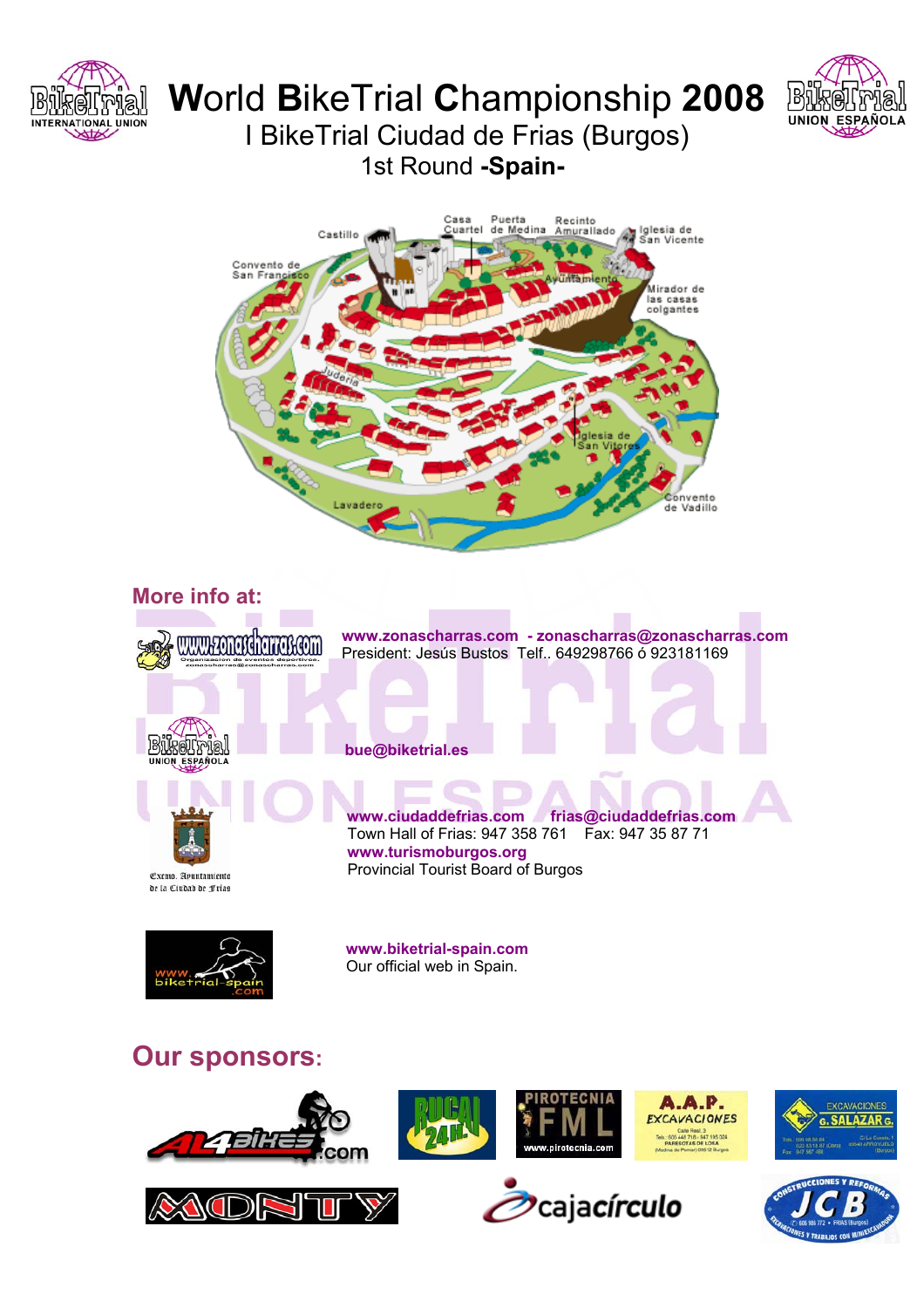# World BikeTrial Championship 2008

I BikeTrial Ciudad de Frias (Burgos)

1st Round **-Spain-**

Castillo
Casa Cuartel
Puerta de Medina
Recinto Amurallado
Iglesia de San Vicente
Convento de San Francisco
Ayuntamiento
Mirador de las casas colgantes
Juderia
Iglesia de San Vitores
Convento de Vadillo
Lavadero

## More info at:

**www.zonascharras.com - zonascharras@zonascharras.com**
President: Jesús Bustos Telf.. 649298766 ó 923181169

**bue@biketrial.es**

**www.ciudaddefrias.com frias@ciudaddefrias.com**
Town Hall of Frias: 947 358 761 Fax: 947 35 87 71
**www.turismoburgos.org**
Provincial Tourist Board of Burgos

**www.biketrial-spain.com**
Our official web in Spain.

## Our sponsors: